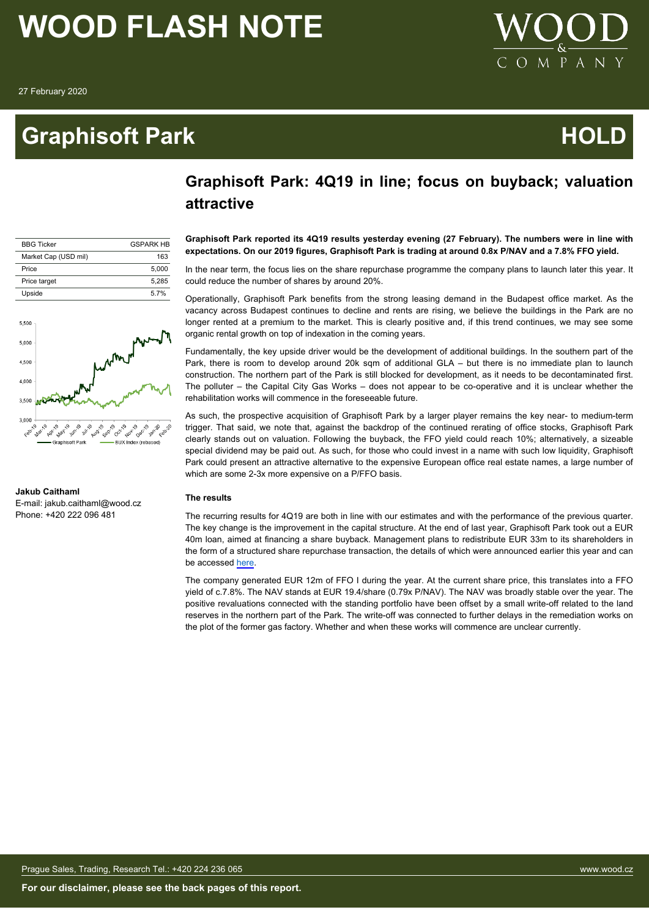# WOOD FLASH NOTE

27 February 2020

# Graphisoft Park

**HOLD**

## Graphisoft Park: 4Q19 in line; focus on buyback; valuation attractive

| BBG Ticker | GSPARK HB |
|---|---|
| Market Cap (USD mil) | 163 |
| Price | 5,000 |
| Price target | 5,285 |
| Upside | 5.7% |

**Jakub Caithaml**
E-mail: jakub.caithaml@wood.cz
Phone: +420 222 096 481

**Graphisoft Park reported its 4Q19 results yesterday evening (27 February). The numbers were in line with expectations. On our 2019 figures, Graphisoft Park is trading at around 0.8x P/NAV and a 7.8% FFO yield.**

In the near term, the focus lies on the share repurchase programme the company plans to launch later this year. It could reduce the number of shares by around 20%.

Operationally, Graphisoft Park benefits from the strong leasing demand in the Budapest office market. As the vacancy across Budapest continues to decline and rents are rising, we believe the buildings in the Park are no longer rented at a premium to the market. This is clearly positive and, if this trend continues, we may see some organic rental growth on top of indexation in the coming years.

Fundamentally, the key upside driver would be the development of additional buildings. In the southern part of the Park, there is room to develop around 20k sqm of additional GLA – but there is no immediate plan to launch construction. The northern part of the Park is still blocked for development, as it needs to be decontaminated first. The polluter – the Capital City Gas Works – does not appear to be co-operative and it is unclear whether the rehabilitation works will commence in the foreseeable future.

As such, the prospective acquisition of Graphisoft Park by a larger player remains the key near- to medium-term trigger. That said, we note that, against the backdrop of the continued rerating of office stocks, Graphisoft Park clearly stands out on valuation. Following the buyback, the FFO yield could reach 10%; alternatively, a sizeable special dividend may be paid out. As such, for those who could invest in a name with such low liquidity, Graphisoft Park could present an attractive alternative to the expensive European office real estate names, a large number of which are some 2-3x more expensive on a P/FFO basis.

### The results

The recurring results for 4Q19 are both in line with our estimates and with the performance of the previous quarter. The key change is the improvement in the capital structure. At the end of last year, Graphisoft Park took out a EUR 40m loan, aimed at financing a share buyback. Management plans to redistribute EUR 33m to its shareholders in the form of a structured share repurchase transaction, the details of which were announced earlier this year and can be accessed here.

The company generated EUR 12m of FFO I during the year. At the current share price, this translates into a FFO yield of c.7.8%. The NAV stands at EUR 19.4/share (0.79x P/NAV). The NAV was broadly stable over the year. The positive revaluations connected with the standing portfolio have been offset by a small write-off related to the land reserves in the northern part of the Park. The write-off was connected to further delays in the remediation works on the plot of the former gas factory. Whether and when these works will commence are unclear currently.

Prague Sales, Trading, Research Tel.: +420 224 236 065 www.wood.cz

**For our disclaimer, please see the back pages of this report.**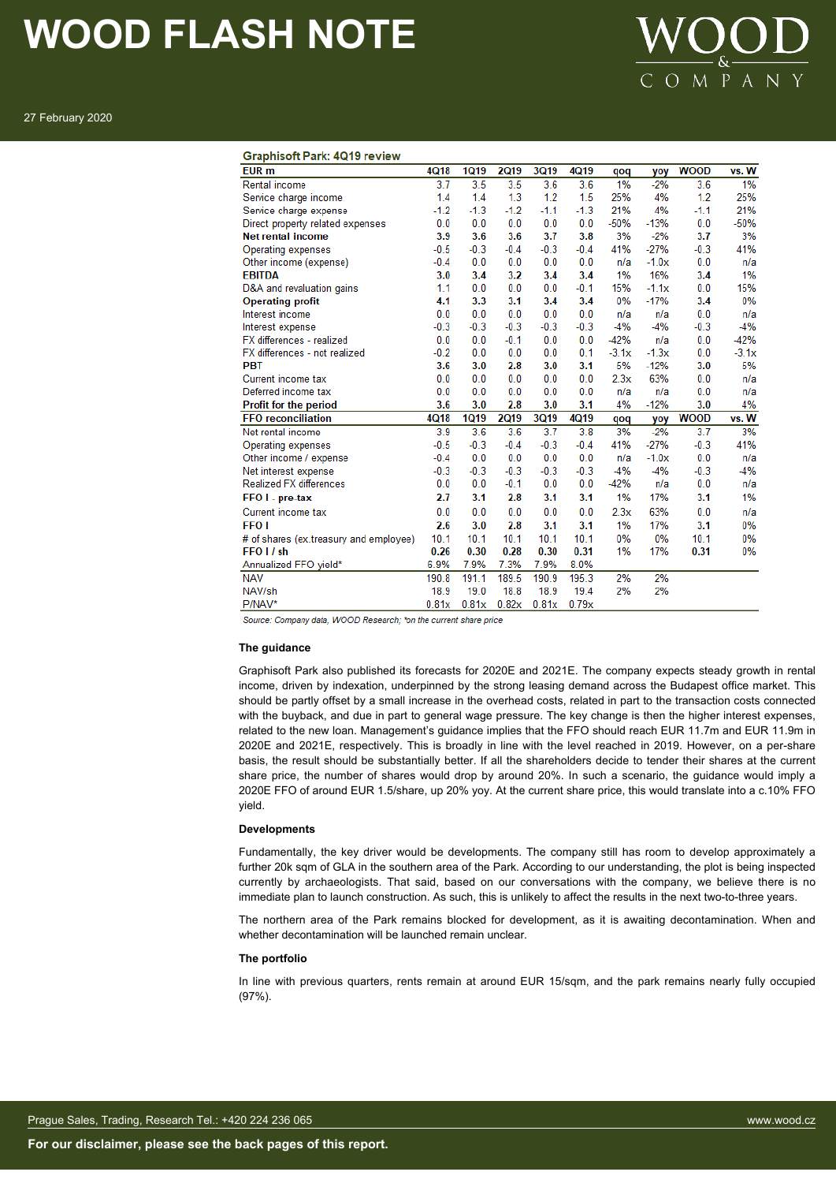**Graphisoft Park: 4Q19 review**

| EUR m | 4Q18 | 1Q19 | 2Q19 | 3Q19 | 4Q19 | qoq | yoy | WOOD | vs. W |
|---|---|---|---|---|---|---|---|---|---|
| Rental income | 3.7 | 3.5 | 3.5 | 3.6 | 3.6 | 1% | -2% | 3.6 | 1% |
| Service charge income | 1.4 | 1.4 | 1.3 | 1.2 | 1.5 | 25% | 4% | 1.2 | 25% |
| Service charge expense | -1.2 | -1.3 | -1.2 | -1.1 | -1.3 | 21% | 4% | -1.1 | 21% |
| Direct property related expenses | 0.0 | 0.0 | 0.0 | 0.0 | 0.0 | -50% | -13% | 0.0 | -50% |
| **Net rental income** | **3.9** | **3.6** | **3.6** | **3.7** | **3.8** | 3% | -2% | **3.7** | 3% |
| Operating expenses | -0.5 | -0.3 | -0.4 | -0.3 | -0.4 | 41% | -27% | -0.3 | 41% |
| Other income (expense) | -0.4 | 0.0 | 0.0 | 0.0 | 0.0 | n/a | -1.0x | 0.0 | n/a |
| **EBITDA** | **3.0** | **3.4** | **3.2** | **3.4** | **3.4** | 1% | 16% | **3.4** | 1% |
| D&A and revaluation gains | 1.1 | 0.0 | 0.0 | 0.0 | -0.1 | 15% | -1.1x | 0.0 | 15% |
| **Operating profit** | **4.1** | **3.3** | **3.1** | **3.4** | **3.4** | 0% | -17% | **3.4** | 0% |
| Interest income | 0.0 | 0.0 | 0.0 | 0.0 | 0.0 | n/a | n/a | 0.0 | n/a |
| Interest expense | -0.3 | -0.3 | -0.3 | -0.3 | -0.3 | -4% | -4% | -0.3 | -4% |
| FX differences - realized | 0.0 | 0.0 | -0.1 | 0.0 | 0.0 | -42% | n/a | 0.0 | -42% |
| FX differences - not realized | -0.2 | 0.0 | 0.0 | 0.0 | 0.1 | -3.1x | -1.3x | 0.0 | -3.1x |
| **PBT** | **3.6** | **3.0** | **2.8** | **3.0** | **3.1** | 5% | -12% | **3.0** | 5% |
| Current income tax | 0.0 | 0.0 | 0.0 | 0.0 | 0.0 | 2.3x | 63% | 0.0 | n/a |
| Deferred income tax | 0.0 | 0.0 | 0.0 | 0.0 | 0.0 | n/a | n/a | 0.0 | n/a |
| **Profit for the period** | **3.6** | **3.0** | **2.8** | **3.0** | **3.1** | 4% | -12% | **3.0** | 4% |
| **FFO reconciliation** | **4Q18** | **1Q19** | **2Q19** | **3Q19** | **4Q19** | **qoq** | **yoy** | **WOOD** | **vs. W** |
| Net rental income | 3.9 | 3.6 | 3.6 | 3.7 | 3.8 | 3% | -2% | 3.7 | 3% |
| Operating expenses | -0.5 | -0.3 | -0.4 | -0.3 | -0.4 | 41% | -27% | -0.3 | 41% |
| Other income / expense | -0.4 | 0.0 | 0.0 | 0.0 | 0.0 | n/a | -1.0x | 0.0 | n/a |
| Net interest expense | -0.3 | -0.3 | -0.3 | -0.3 | -0.3 | -4% | -4% | -0.3 | -4% |
| Realized FX differences | 0.0 | 0.0 | -0.1 | 0.0 | 0.0 | -42% | n/a | 0.0 | n/a |
| **FFO I - pre-tax** | **2.7** | **3.1** | **2.8** | **3.1** | **3.1** | 1% | 17% | **3.1** | 1% |
| Current income tax | 0.0 | 0.0 | 0.0 | 0.0 | 0.0 | 2.3x | 63% | 0.0 | n/a |
| **FFO I** | **2.6** | **3.0** | **2.8** | **3.1** | **3.1** | 1% | 17% | **3.1** | 0% |
| # of shares (ex.treasury and employee) | 10.1 | 10.1 | 10.1 | 10.1 | 10.1 | 0% | 0% | 10.1 | 0% |
| **FFO I / sh** | **0.26** | **0.30** | **0.28** | **0.30** | **0.31** | 1% | 17% | **0.31** | 0% |
| Annualized FFO yield* | 6.9% | 7.9% | 7.3% | 7.9% | 8.0% | | | | |
| NAV | 190.8 | 191.1 | 189.5 | 190.9 | 195.3 | 2% | 2% | | |
| NAV/sh | 18.9 | 19.0 | 18.8 | 18.9 | 19.4 | 2% | 2% | | |
| P/NAV* | 0.81x | 0.81x | 0.82x | 0.81x | 0.79x | | | | |

*Source: Company data, WOOD Research; *on the current share price*

### The guidance

Graphisoft Park also published its forecasts for 2020E and 2021E. The company expects steady growth in rental income, driven by indexation, underpinned by the strong leasing demand across the Budapest office market. This should be partly offset by a small increase in the overhead costs, related in part to the transaction costs connected with the buyback, and due in part to general wage pressure. The key change is then the higher interest expenses, related to the new loan. Management's guidance implies that the FFO should reach EUR 11.7m and EUR 11.9m in 2020E and 2021E, respectively. This is broadly in line with the level reached in 2019. However, on a per-share basis, the result should be substantially better. If all the shareholders decide to tender their shares at the current share price, the number of shares would drop by around 20%. In such a scenario, the guidance would imply a 2020E FFO of around EUR 1.5/share, up 20% yoy. At the current share price, this would translate into a c.10% FFO yield.

### Developments

Fundamentally, the key driver would be developments. The company still has room to develop approximately a further 20k sqm of GLA in the southern area of the Park. According to our understanding, the plot is being inspected currently by archaeologists. That said, based on our conversations with the company, we believe there is no immediate plan to launch construction. As such, this is unlikely to affect the results in the next two-to-three years.

The northern area of the Park remains blocked for development, as it is awaiting decontamination. When and whether decontamination will be launched remain unclear.

### The portfolio

In line with previous quarters, rents remain at around EUR 15/sqm, and the park remains nearly fully occupied (97%).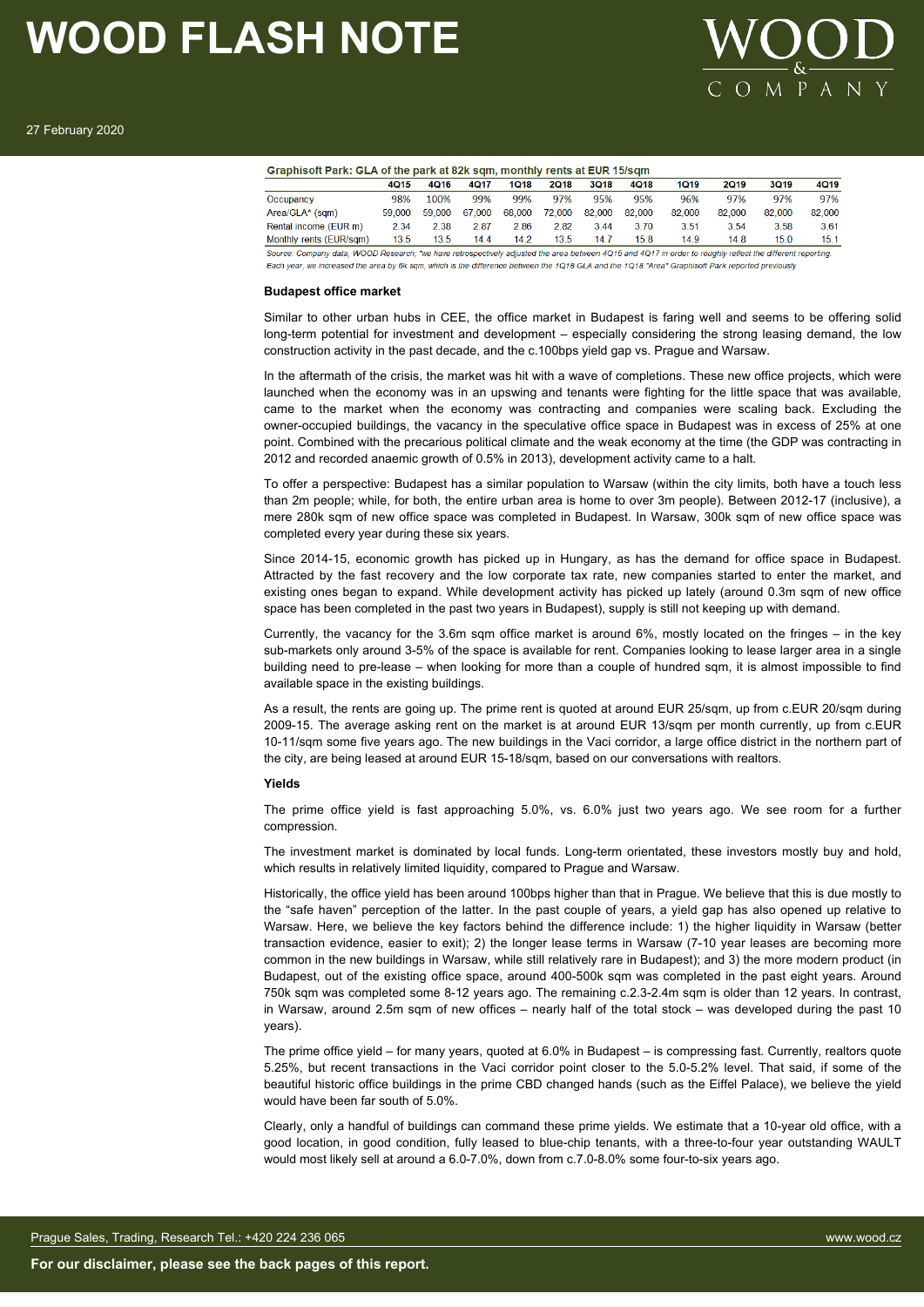**Graphisoft Park: GLA of the park at 82k sqm, monthly rents at EUR 15/sqm**

| | 4Q15 | 4Q16 | 4Q17 | 1Q18 | 2Q18 | 3Q18 | 4Q18 | 1Q19 | 2Q19 | 3Q19 | 4Q19 |
|---|---|---|---|---|---|---|---|---|---|---|---|
| Occupancy | 98% | 100% | 99% | 99% | 97% | 95% | 95% | 96% | 97% | 97% | 97% |
| Area/GLA* (sqm) | 59,000 | 59,000 | 67,000 | 68,000 | 72,000 | 82,000 | 82,000 | 82,000 | 82,000 | 82,000 | 82,000 |
| Rental income (EUR m) | 2.34 | 2.38 | 2.87 | 2.86 | 2.82 | 3.44 | 3.70 | 3.51 | 3.54 | 3.58 | 3.61 |
| Monthly rents (EUR/sqm) | 13.5 | 13.5 | 14.4 | 14.2 | 13.5 | 14.7 | 15.8 | 14.9 | 14.8 | 15.0 | 15.1 |

*Source: Company data, WOOD Research; *we have retrospectively adjusted the area between 4Q15 and 4Q17 in order to roughly reflect the different reporting. Each year, we increased the area by 6k sqm, which is the difference between the 1Q18 GLA and the 1Q18 "Area" Graphisoft Park reported previously*

**Budapest office market**

Similar to other urban hubs in CEE, the office market in Budapest is faring well and seems to be offering solid long-term potential for investment and development – especially considering the strong leasing demand, the low construction activity in the past decade, and the c.100bps yield gap vs. Prague and Warsaw.

In the aftermath of the crisis, the market was hit with a wave of completions. These new office projects, which were launched when the economy was in an upswing and tenants were fighting for the little space that was available, came to the market when the economy was contracting and companies were scaling back. Excluding the owner-occupied buildings, the vacancy in the speculative office space in Budapest was in excess of 25% at one point. Combined with the precarious political climate and the weak economy at the time (the GDP was contracting in 2012 and recorded anaemic growth of 0.5% in 2013), development activity came to a halt.

To offer a perspective: Budapest has a similar population to Warsaw (within the city limits, both have a touch less than 2m people; while, for both, the entire urban area is home to over 3m people). Between 2012-17 (inclusive), a mere 280k sqm of new office space was completed in Budapest. In Warsaw, 300k sqm of new office space was completed every year during these six years.

Since 2014-15, economic growth has picked up in Hungary, as has the demand for office space in Budapest. Attracted by the fast recovery and the low corporate tax rate, new companies started to enter the market, and existing ones began to expand. While development activity has picked up lately (around 0.3m sqm of new office space has been completed in the past two years in Budapest), supply is still not keeping up with demand.

Currently, the vacancy for the 3.6m sqm office market is around 6%, mostly located on the fringes – in the key sub-markets only around 3-5% of the space is available for rent. Companies looking to lease larger area in a single building need to pre-lease – when looking for more than a couple of hundred sqm, it is almost impossible to find available space in the existing buildings.

As a result, the rents are going up. The prime rent is quoted at around EUR 25/sqm, up from c.EUR 20/sqm during 2009-15. The average asking rent on the market is at around EUR 13/sqm per month currently, up from c.EUR 10-11/sqm some five years ago. The new buildings in the Vaci corridor, a large office district in the northern part of the city, are being leased at around EUR 15-18/sqm, based on our conversations with realtors.

**Yields**

The prime office yield is fast approaching 5.0%, vs. 6.0% just two years ago. We see room for a further compression.

The investment market is dominated by local funds. Long-term orientated, these investors mostly buy and hold, which results in relatively limited liquidity, compared to Prague and Warsaw.

Historically, the office yield has been around 100bps higher than that in Prague. We believe that this is due mostly to the "safe haven" perception of the latter. In the past couple of years, a yield gap has also opened up relative to Warsaw. Here, we believe the key factors behind the difference include: 1) the higher liquidity in Warsaw (better transaction evidence, easier to exit); 2) the longer lease terms in Warsaw (7-10 year leases are becoming more common in the new buildings in Warsaw, while still relatively rare in Budapest); and 3) the more modern product (in Budapest, out of the existing office space, around 400-500k sqm was completed in the past eight years. Around 750k sqm was completed some 8-12 years ago. The remaining c.2.3-2.4m sqm is older than 12 years. In contrast, in Warsaw, around 2.5m sqm of new offices – nearly half of the total stock – was developed during the past 10 years).

The prime office yield – for many years, quoted at 6.0% in Budapest – is compressing fast. Currently, realtors quote 5.25%, but recent transactions in the Vaci corridor point closer to the 5.0-5.2% level. That said, if some of the beautiful historic office buildings in the prime CBD changed hands (such as the Eiffel Palace), we believe the yield would have been far south of 5.0%.

Clearly, only a handful of buildings can command these prime yields. We estimate that a 10-year old office, with a good location, in good condition, fully leased to blue-chip tenants, with a three-to-four year outstanding WAULT would most likely sell at around a 6.0-7.0%, down from c.7.0-8.0% some four-to-six years ago.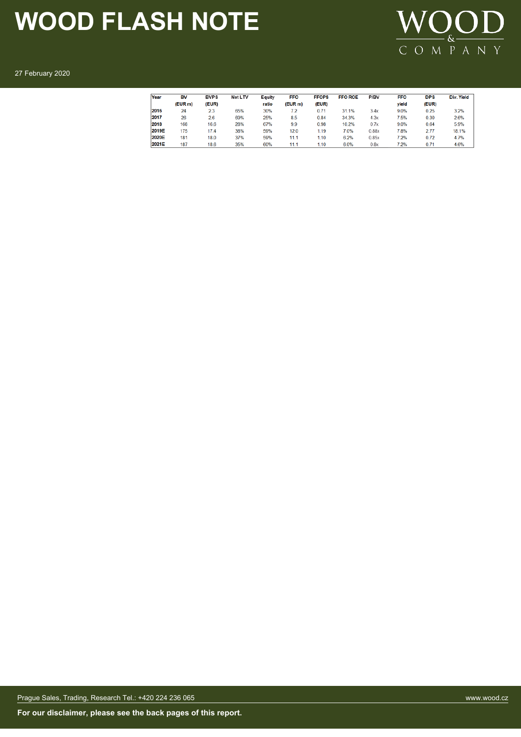| Year | BV (EUR m) | BVPS (EUR) | Net LTV | Equity ratio | FFO (EUR m) | FFOPS (EUR) | FFO ROE | P/BV | FFO yield | DPS (EUR) | Div. Yield |
|---|---|---|---|---|---|---|---|---|---|---|---|
| 2016 | 24 | 2.3 | 65% | 30% | 7.2 | 0.71 | 31.1% | 3.4x | 9.0% | 0.25 | 3.2% |
| 2017 | 26 | 2.6 | 69% | 25% | 8.5 | 0.84 | 34.3% | 4.3x | 7.5% | 0.30 | 2.6% |
| 2018 | 168 | 16.6 | 28% | 67% | 9.9 | 0.98 | 10.2% | 0.7x | 9.0% | 0.64 | 5.9% |
| 2019E | 175 | 17.4 | 38% | 59% | 12.0 | 1.19 | 7.0% | 0.88x | 7.8% | 2.77 | 18.1% |
| 2020E | 181 | 18.0 | 37% | 59% | 11.1 | 1.10 | 6.2% | 0.85x | 7.2% | 0.72 | 4.7% |
| 2021E | 187 | 18.6 | 35% | 60% | 11.1 | 1.10 | 6.0% | 0.8x | 7.2% | 0.71 | 4.6% |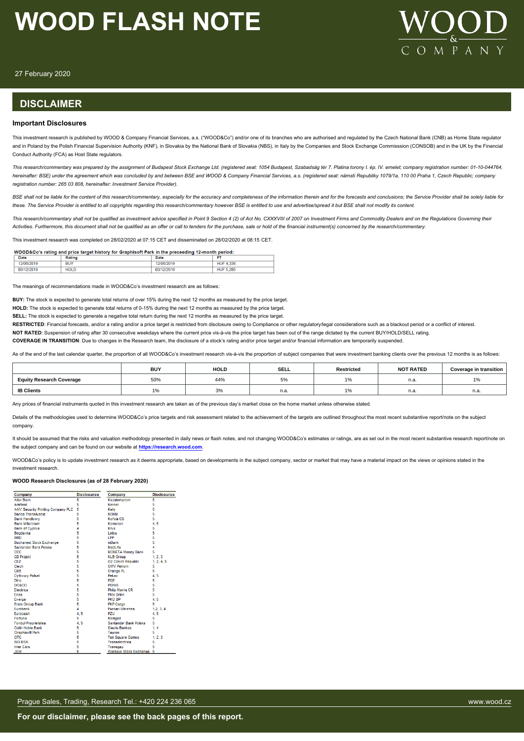# DISCLAIMER

### Important Disclosures

This investment research is published by WOOD & Company Financial Services, a.s. ("WOOD&Co") and/or one of its branches who are authorised and regulated by the Czech National Bank (CNB) as Home State regulator and in Poland by the Polish Financial Supervision Authority (KNF), in Slovakia by the National Bank of Slovakia (NBS), in Italy by the Companies and Stock Exchange Commisssion (CONSOB) and in the UK by the Financial Conduct Authority (FCA) as Host State regulators.

*This research/commentary was prepared by the assignment of Budapest Stock Exchange Ltd. (registered seat: 1054 Budapest, Szabadság tér 7. Platina torony I. ép. IV. emelet; company registration number: 01-10-044764, hereinafter: BSE) under the agreement which was concluded by and between BSE and WOOD & Company Financial Services, a.s. (registered seat: námstí Republiky 1079/1a, 110 00 Praha 1, Czech Republic; company registration number: 265 03 808, hereinafter: Investment Service Provider).*

*BSE shall not be liable for the content of this research/commentary, especially for the accuracy and completeness of the information therein and for the forecasts and conclusions; the Service Provider shall be solely liable for these. The Service Provider is entitled to all copyrights regarding this research/commentary however BSE is entitled to use and advertise/spread it but BSE shall not modify its content.*

*This research/commentary shall not be qualified as investment advice specified in Point 9 Section 4 (2) of Act No. CXXXVIII of 2007 on Investment Firms and Commodity Dealers and on the Regulations Governing their Activities. Furthermore, this document shall not be qualified as an offer or call to tenders for the purchase, sale or hold of the financial instrument(s) concerned by the research/commentary.*

This investment research was completed on 28/02/2020 at 07:15 CET and disseminated on 28/02/2020 at 08:15 CET.

**WOOD&Co's rating and price target history for Graphisoft Park in the preceeding 12-month period:**

| Date | Rating | Date | PT |
|---|---|---|---|
| 12/06/2019 | BUY | 12/06/2019 | HUF 4,336 |
| 03/12/2019 | HOLD | 03/12/2019 | HUF 5,285 |

The meanings of recommendations made in WOOD&Co's investment research are as follows:

**BUY:** The stock is expected to generate total returns of over 15% during the next 12 months as measured by the price target.

**HOLD:** The stock is expected to generate total returns of 0-15% during the next 12 months as measured by the price target.

**SELL:** The stock is expected to generate a negative total return during the next 12 months as measured by the price target.

**RESTRICTED**: Financial forecasts, and/or a rating and/or a price target is restricted from disclosure owing to Compliance or other regulatory/legal considerations such as a blackout period or a conflict of interest.

**NOT RATED**: Suspension of rating after 30 consecutive weekdays where the current price vis-à-vis the price target has been out of the range dictated by the current BUY/HOLD/SELL rating.

**COVERAGE IN TRANSITION**: Due to changes in the Research team, the disclosure of a stock's rating and/or price target and/or financial information are temporarily suspended.

As of the end of the last calendar quarter, the proportion of all WOOD&Co's investment research vis-à-vis the proportion of subject companies that were investment banking clients over the previous 12 months is as follows:

| | BUY | HOLD | SELL | Restricted | NOT RATED | Coverage in transition |
|---|---|---|---|---|---|---|
| **Equity Research Coverage** | 50% | 44% | 5% | 1% | n.a. | 1% |
| **IB Clients** | 1% | 3% | n.a. | 1% | n.a. | n.a. |

Any prices of financial instruments quoted in this investment research are taken as of the previous day's market close on the home market unless otherwise stated.

Details of the methodologies used to determine WOOD&Co's price targets and risk assessment related to the achievement of the targets are outlined throughout the most recent substantive report/note on the subject company.

It should be assumed that the risks and valuation methodology presented in daily news or flash notes, and not changing WOOD&Co's estimates or ratings, are as set out in the most recent substantive research report/note on the subject company and can be found on our website at **https://research.wood.com**.

WOOD&Co's policy is to update investment research as it deems appropriate, based on developments in the subject company, sector or market that may have a material impact on the views or opinions stated in the investment research.

### WOOD Research Disclosures (as of 28 February 2020)

| Company | Disclosures | Company | Disclosures |
|---|---|---|---|
| Alior Bank | 5 | Kazatomprom | 5 |
| AmRest | 5 | Kernel | 5 |
| ANY Security Printing Company PLC | 5 | Kety | 5 |
| Banca Transilvania | 5 | KGHM | 5 |
| Bank Handlowy | 5 | Kofola CS | 5 |
| Bank Millennium | 5 | Komercni | 4, 5 |
| Bank of Cyprus | 4 | Kruk | 5 |
| Bogdanka | 5 | Lotos | 5 |
| BRD | 5 | LPP | 5 |
| Bucharest Stock Exchange | 5 | mBank | 5 |
| Santander Bank Polska | 5 | MedLife | 4 |
| CCC | 5 | MONETA Money Bank | 5 |
| CD Projekt | 5 | NLB Group | 1, 2, 3 |
| CEZ | 5 | O2 Czech Republic | 1, 2, 4, 5 |
| Ciech | 5 | OMV Petrom | 5 |
| CME | 5 | Orange PL | 5 |
| Cyfrowy Polsat | 5 | Pekao | 4, 5 |
| Dino | 5 | PGE | 5 |
| DO&CO | 5 | PGNiG | 5 |
| Electrica | 5 | Philip Morris CR | 5 |
| Enea | 5 | PKN Orlen | 5 |
| Energa | 5 | PKO BP | 4, 5 |
| Erste Group Bank | 5 | PKP Cargo | 5 |
| Eurobank | 4 | Purcari Wineries | 1, 2, 3, 4 |
| Eurocash | 4, 5 | PZU | 4, 5 |
| Fortuna | 5 | Romgaz | 5 |
| Fondul Proprietatea | 4, 5 | Santander Bank Polska | 5 |
| Getin Noble Bank | 5 | Siauliu Bankas | 1, 4 |
| Graphisoft Park | 5 | Tauron | 5 |
| GTC | 5 | Ten Square Games | 1, 2, 3 |
| ING BSK | 5 | Transelectrica | 5 |
| Inter Cars | 5 | Transgaz | 5 |
| JSW | 5 | Warsaw Stock Exchange | 5 |

**For our disclaimer, please see the back pages of this report.**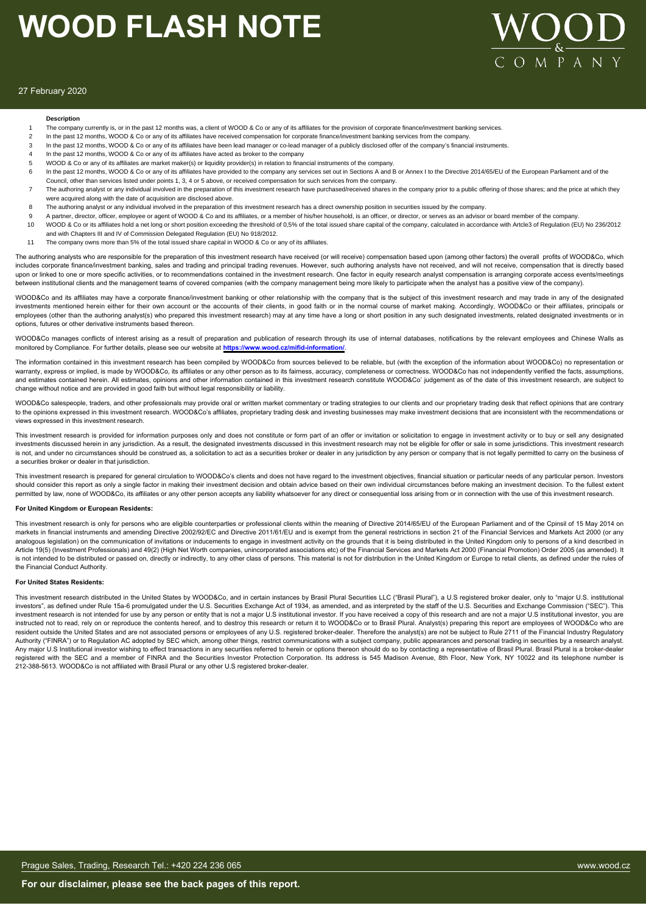**Description**

| | |
|---|---|
| 1 | The company currently is, or in the past 12 months was, a client of WOOD & Co or any of its affiliates for the provision of corporate finance/investment banking services. |
| 2 | In the past 12 months, WOOD & Co or any of its affiliates have received compensation for corporate finance/investment banking services from the company. |
| 3 | In the past 12 months, WOOD & Co or any of its affiliates have been lead manager or co-lead manager of a publicly disclosed offer of the company's financial instruments. |
| 4 | In the past 12 months, WOOD & Co or any of its affiliates have acted as broker to the company |
| 5 | WOOD & Co or any of its affiliates are market maker(s) or liquidity provider(s) in relation to financial instruments of the company. |
| 6 | In the past 12 months, WOOD & Co or any of its affiliates have provided to the company any services set out in Sections A and B or Annex I to the Directive 2014/65/EU of the European Parliament and of the Council, other than services listed under points 1, 3, 4 or 5 above, or received compensation for such services from the company. |
| 7 | The authoring analyst or any individual involved in the preparation of this investment research have purchased/received shares in the company prior to a public offering of those shares; and the price at which they were acquired along with the date of acquisition are disclosed above. |
| 8 | The authoring analyst or any individual involved in the preparation of this investment research has a direct ownership position in securities issued by the company. |
| 9 | A partner, director, officer, employee or agent of WOOD & Co and its affiliates, or a member of his/her household, is an officer, or director, or serves as an advisor or board member of the company. |
| 10 | WOOD & Co or its affiliates hold a net long or short position exceeding the threshold of 0,5% of the total issued share capital of the company, calculated in accordance with Artcle3 of Regulation (EU) No 236/2012 and with Chapters III and IV of Commission Delegated Regulation (EU) No 918/2012. |
| 11 | The company owns more than 5% of the total issued share capital in WOOD & Co or any of its affiliates. |

The authoring analysts who are responsible for the preparation of this investment research have received (or will receive) compensation based upon (among other factors) the overall profits of WOOD&Co, which includes corporate finance/investment banking, sales and trading and principal trading revenues. However, such authoring analysts have not received, and will not receive, compensation that is directly based upon or linked to one or more specific activities, or to recommendations contained in the investment research. One factor in equity research analyst compensation is arranging corporate access events/meetings between institutional clients and the management teams of covered companies (with the company management being more likely to participate when the analyst has a positive view of the company).

WOOD&Co and its affiliates may have a corporate finance/investment banking or other relationship with the company that is the subject of this investment research and may trade in any of the designated investments mentioned herein either for their own account or the accounts of their clients, in good faith or in the normal course of market making. Accordingly, WOOD&Co or their affiliates, principals or employees (other than the authoring analyst(s) who prepared this investment research) may at any time have a long or short position in any such designated investments, related designated investments or in options, futures or other derivative instruments based thereon.

WOOD&Co manages conflicts of interest arising as a result of preparation and publication of research through its use of internal databases, notifications by the relevant employees and Chinese Walls as monitored by Compliance. For further details, please see our website at **https://www.wood.cz/mifid-information/**.

The information contained in this investment research has been compiled by WOOD&Co from sources believed to be reliable, but (with the exception of the information about WOOD&Co) no representation or warranty, express or implied, is made by WOOD&Co, its affiliates or any other person as to its fairness, accuracy, completeness or correctness. WOOD&Co has not independently verified the facts, assumptions, and estimates contained herein. All estimates, opinions and other information contained in this investment research constitute WOOD&Co' judgement as of the date of this investment research, are subject to change without notice and are provided in good faith but without legal responsibility or liability.

WOOD&Co salespeople, traders, and other professionals may provide oral or written market commentary or trading strategies to our clients and our proprietary trading desk that reflect opinions that are contrary to the opinions expressed in this investment research. WOOD&Co's affiliates, proprietary trading desk and investing businesses may make investment decisions that are inconsistent with the recommendations or views expressed in this investment research.

This investment research is provided for information purposes only and does not constitute or form part of an offer or invitation or solicitation to engage in investment activity or to buy or sell any designated investments discussed herein in any jurisdiction. As a result, the designated investments discussed in this investment research may not be eligible for offer or sale in some jurisdictions. This investment research is not, and under no circumstances should be construed as, a solicitation to act as a securities broker or dealer in any jurisdiction by any person or company that is not legally permitted to carry on the business of a securities broker or dealer in that jurisdiction.

This investment research is prepared for general circulation to WOOD&Co's clients and does not have regard to the investment objectives, financial situation or particular needs of any particular person. Investors should consider this report as only a single factor in making their investment decision and obtain advice based on their own individual circumstances before making an investment decision. To the fullest extent permitted by law, none of WOOD&Co, its affiliates or any other person accepts any liability whatsoever for any direct or consequential loss arising from or in connection with the use of this investment research.

**For United Kingdom or European Residents:**

This investment research is only for persons who are eligible counterparties or professional clients within the meaning of Directive 2014/65/EU of the European Parliament and of the Cpinsil of 15 May 2014 on markets in financial instruments and amending Directive 2002/92/EC and Directive 2011/61/EU and is exempt from the general restrictions in section 21 of the Financial Services and Markets Act 2000 (or any analogous legislation) on the communication of invitations or inducements to engage in investment activity on the grounds that it is being distributed in the United Kingdom only to persons of a kind described in Article 19(5) (Investment Professionals) and 49(2) (High Net Worth companies, unincorporated associations etc) of the Financial Services and Markets Act 2000 (Financial Promotion) Order 2005 (as amended). It is not intended to be distributed or passed on, directly or indirectly, to any other class of persons. This material is not for distribution in the United Kingdom or Europe to retail clients, as defined under the rules of the Financial Conduct Authority.

**For United States Residents:**

This investment research distributed in the United States by WOOD&Co, and in certain instances by Brasil Plural Securities LLC ("Brasil Plural"), a U.S registered broker dealer, only to "major U.S. institutional investors", as defined under Rule 15a-6 promulgated under the U.S. Securities Exchange Act of 1934, as amended, and as interpreted by the staff of the U.S. Securities and Exchange Commission ("SEC"). This investment research is not intended for use by any person or entity that is not a major U.S institutional investor. If you have received a copy of this research and are not a major U.S institutional investor, you are instructed not to read, rely on or reproduce the contents hereof, and to destroy this research or return it to WOOD&Co or to Brasil Plural. Analyst(s) preparing this report are employees of WOOD&Co who are resident outside the United States and are not associated persons or employees of any U.S. registered broker-dealer. Therefore the analyst(s) are not be subject to Rule 2711 of the Financial Industry Regulatory Authority ("FINRA") or to Regulation AC adopted by SEC which, among other things, restrict communications with a subject company, public appearances and personal trading in securities by a research analyst. Any major U.S Institutional investor wishing to effect transactions in any securities referred to herein or options thereon should do so by contacting a representative of Brasil Plural. Brasil Plural is a broker-dealer registered with the SEC and a member of FINRA and the Securities Investor Protection Corporation. Its address is 545 Madison Avenue, 8th Floor, New York, NY 10022 and its telephone number is 212-388-5613. WOOD&Co is not affiliated with Brasil Plural or any other U.S registered broker-dealer.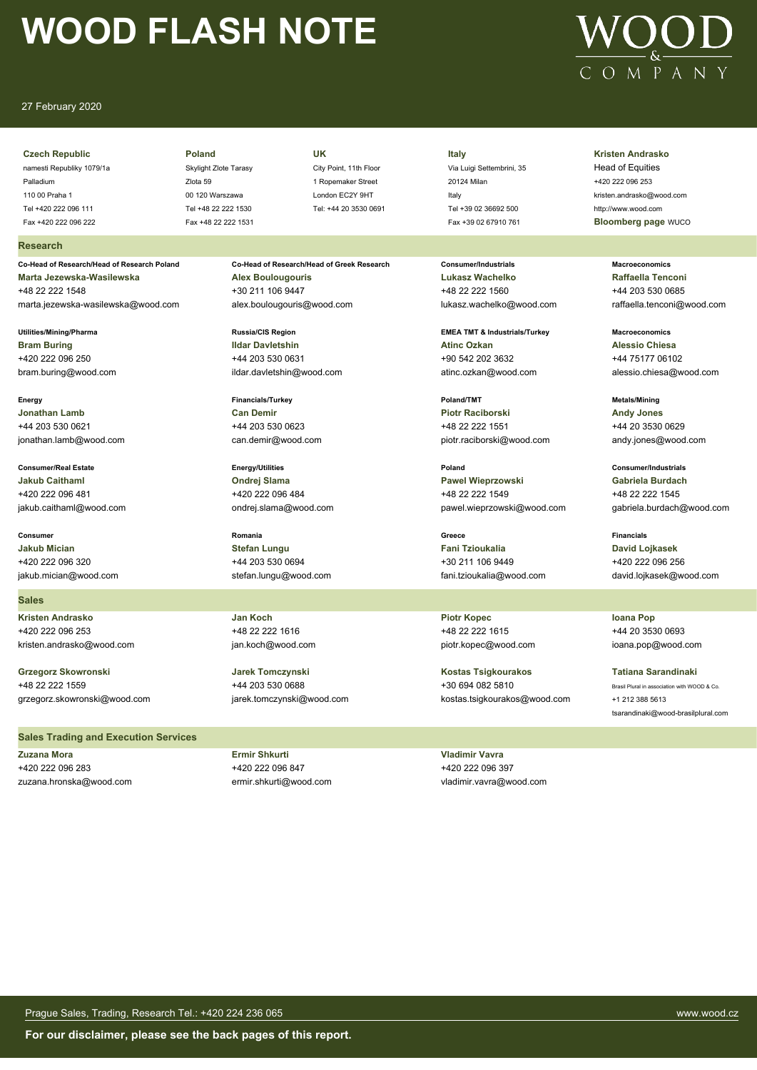# WOOD FLASH NOTE

27 February 2020

**Czech Republic**
namesti Republiky 1079/1a
Palladium
110 00 Praha 1
Tel +420 222 096 111
Fax +420 222 096 222

**Poland**
Skylight Zlote Tarasy
Zlota 59
00 120 Warszawa
Tel +48 22 222 1530
Fax +48 22 222 1531

**UK**
City Point, 11th Floor
1 Ropemaker Street
London EC2Y 9HT
Tel: +44 20 3530 0691

**Italy**
Via Luigi Settembrini, 35
20124 Milan
Italy
Tel +39 02 36692 500
Fax +39 02 67910 761

**Kristen Andrasko**
Head of Equities
+420 222 096 253
kristen.andrasko@wood.com
http://www.wood.com
**Bloomberg page** WUCO

## Research

**Co-Head of Research/Head of Research Poland**
**Marta Jezewska-Wasilewska**
+48 22 222 1548
marta.jezewska-wasilewska@wood.com

**Co-Head of Research/Head of Greek Research**
**Alex Boulougouris**
+30 211 106 9447
alex.boulougouris@wood.com

**Consumer/Industrials**
**Lukasz Wachelko**
+48 22 222 1560
lukasz.wachelko@wood.com

**Macroeconomics**
**Raffaella Tenconi**
+44 203 530 0685
raffaella.tenconi@wood.com

**Utilities/Mining/Pharma**
**Bram Buring**
+420 222 096 250
bram.buring@wood.com

**Russia/CIS Region**
**Ildar Davletshin**
+44 203 530 0631
ildar.davletshin@wood.com

**EMEA TMT & Industrials/Turkey**
**Atinc Ozkan**
+90 542 202 3632
atinc.ozkan@wood.com

**Macroeconomics**
**Alessio Chiesa**
+44 75177 06102
alessio.chiesa@wood.com

**Energy**
**Jonathan Lamb**
+44 203 530 0621
jonathan.lamb@wood.com

**Financials/Turkey**
**Can Demir**
+44 203 530 0623
can.demir@wood.com

**Poland/TMT**
**Piotr Raciborski**
+48 22 222 1551
piotr.raciborski@wood.com

**Metals/Mining**
**Andy Jones**
+44 20 3530 0629
andy.jones@wood.com

**Consumer/Real Estate**
**Jakub Caithaml**
+420 222 096 481
jakub.caithaml@wood.com

**Energy/Utilities**
**Ondrej Slama**
+420 222 096 484
ondrej.slama@wood.com

**Poland**
**Pawel Wieprzowski**
+48 22 222 1549
pawel.wieprzowski@wood.com

**Consumer/Industrials**
**Gabriela Burdach**
+48 22 222 1545
gabriela.burdach@wood.com

**Consumer**
**Jakub Mician**
+420 222 096 320
jakub.mician@wood.com

**Romania**
**Stefan Lungu**
+44 203 530 0694
stefan.lungu@wood.com

**Greece**
**Fani Tzioukalia**
+30 211 106 9449
fani.tzioukalia@wood.com

**Financials**
**David Lojkasek**
+420 222 096 256
david.lojkasek@wood.com

## Sales

**Kristen Andrasko**
+420 222 096 253
kristen.andrasko@wood.com

**Jan Koch**
+48 22 222 1616
jan.koch@wood.com

**Piotr Kopec**
+48 22 222 1615
piotr.kopec@wood.com

**Ioana Pop**
+44 20 3530 0693
ioana.pop@wood.com

**Grzegorz Skowronski**
+48 22 222 1559
grzegorz.skowronski@wood.com

**Jarek Tomczynski**
+44 203 530 0688
jarek.tomczynski@wood.com

**Kostas Tsigkourakos**
+30 694 082 5810
kostas.tsigkourakos@wood.com

**Tatiana Sarandinaki**
Brasil Plural in association with WOOD & Co.
+1 212 388 5613
tsarandinaki@wood-brasilplural.com

## Sales Trading and Execution Services

**Zuzana Mora**
+420 222 096 283
zuzana.hronska@wood.com

**Ermir Shkurti**
+420 222 096 847
ermir.shkurti@wood.com

**Vladimir Vavra**
+420 222 096 397
vladimir.vavra@wood.com

Prague Sales, Trading, Research Tel.: +420 224 236 065 www.wood.cz

**For our disclaimer, please see the back pages of this report.**